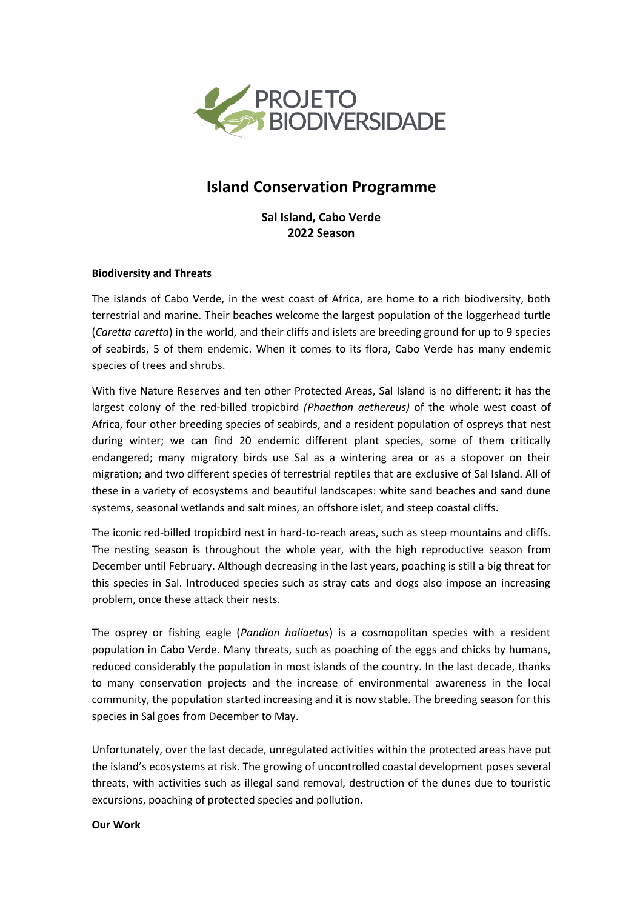PROJETO BIODIVERSIDADE

# Island Conservation Programme

**Sal Island, Cabo Verde**
**2022 Season**

**Biodiversity and Threats**

The islands of Cabo Verde, in the west coast of Africa, are home to a rich biodiversity, both terrestrial and marine. Their beaches welcome the largest population of the loggerhead turtle (*Caretta caretta*) in the world, and their cliffs and islets are breeding ground for up to 9 species of seabirds, 5 of them endemic. When it comes to its flora, Cabo Verde has many endemic species of trees and shrubs.

With five Nature Reserves and ten other Protected Areas, Sal Island is no different: it has the largest colony of the red-billed tropicbird *(Phaethon aethereus)* of the whole west coast of Africa, four other breeding species of seabirds, and a resident population of ospreys that nest during winter; we can find 20 endemic different plant species, some of them critically endangered; many migratory birds use Sal as a wintering area or as a stopover on their migration; and two different species of terrestrial reptiles that are exclusive of Sal Island. All of these in a variety of ecosystems and beautiful landscapes: white sand beaches and sand dune systems, seasonal wetlands and salt mines, an offshore islet, and steep coastal cliffs.

The iconic red-billed tropicbird nest in hard-to-reach areas, such as steep mountains and cliffs. The nesting season is throughout the whole year, with the high reproductive season from December until February. Although decreasing in the last years, poaching is still a big threat for this species in Sal. Introduced species such as stray cats and dogs also impose an increasing problem, once these attack their nests.

The osprey or fishing eagle (*Pandion haliaetus*) is a cosmopolitan species with a resident population in Cabo Verde. Many threats, such as poaching of the eggs and chicks by humans, reduced considerably the population in most islands of the country. In the last decade, thanks to many conservation projects and the increase of environmental awareness in the local community, the population started increasing and it is now stable. The breeding season for this species in Sal goes from December to May.

Unfortunately, over the last decade, unregulated activities within the protected areas have put the island's ecosystems at risk. The growing of uncontrolled coastal development poses several threats, with activities such as illegal sand removal, destruction of the dunes due to touristic excursions, poaching of protected species and pollution.

**Our Work**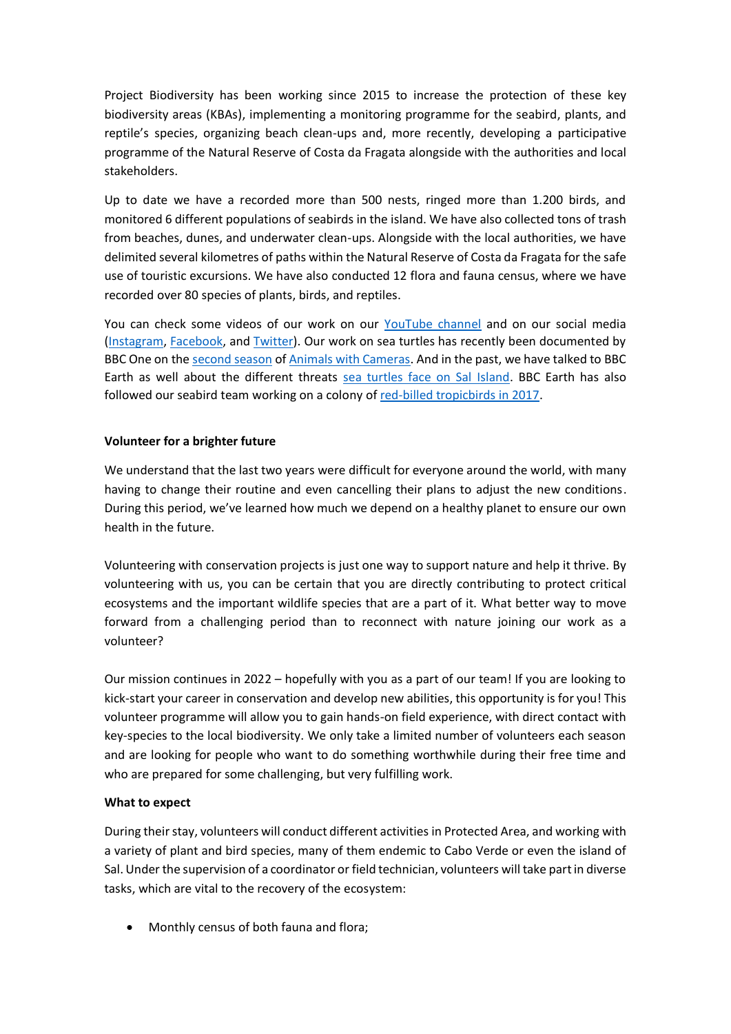Project Biodiversity has been working since 2015 to increase the protection of these key biodiversity areas (KBAs), implementing a monitoring programme for the seabird, plants, and reptile's species, organizing beach clean-ups and, more recently, developing a participative programme of the Natural Reserve of Costa da Fragata alongside with the authorities and local stakeholders.

Up to date we have a recorded more than 500 nests, ringed more than 1.200 birds, and monitored 6 different populations of seabirds in the island. We have also collected tons of trash from beaches, dunes, and underwater clean-ups. Alongside with the local authorities, we have delimited several kilometres of paths within the Natural Reserve of Costa da Fragata for the safe use of touristic excursions. We have also conducted 12 flora and fauna census, where we have recorded over 80 species of plants, birds, and reptiles.

You can check some videos of our work on our YouTube channel and on our social media (Instagram, Facebook, and Twitter). Our work on sea turtles has recently been documented by BBC One on the second season of Animals with Cameras. And in the past, we have talked to BBC Earth as well about the different threats sea turtles face on Sal Island. BBC Earth has also followed our seabird team working on a colony of red-billed tropicbirds in 2017.

**Volunteer for a brighter future**

We understand that the last two years were difficult for everyone around the world, with many having to change their routine and even cancelling their plans to adjust the new conditions. During this period, we've learned how much we depend on a healthy planet to ensure our own health in the future.

Volunteering with conservation projects is just one way to support nature and help it thrive. By volunteering with us, you can be certain that you are directly contributing to protect critical ecosystems and the important wildlife species that are a part of it. What better way to move forward from a challenging period than to reconnect with nature joining our work as a volunteer?

Our mission continues in 2022 – hopefully with you as a part of our team! If you are looking to kick-start your career in conservation and develop new abilities, this opportunity is for you! This volunteer programme will allow you to gain hands-on field experience, with direct contact with key-species to the local biodiversity. We only take a limited number of volunteers each season and are looking for people who want to do something worthwhile during their free time and who are prepared for some challenging, but very fulfilling work.

**What to expect**

During their stay, volunteers will conduct different activities in Protected Area, and working with a variety of plant and bird species, many of them endemic to Cabo Verde or even the island of Sal. Under the supervision of a coordinator or field technician, volunteers will take part in diverse tasks, which are vital to the recovery of the ecosystem:

- Monthly census of both fauna and flora;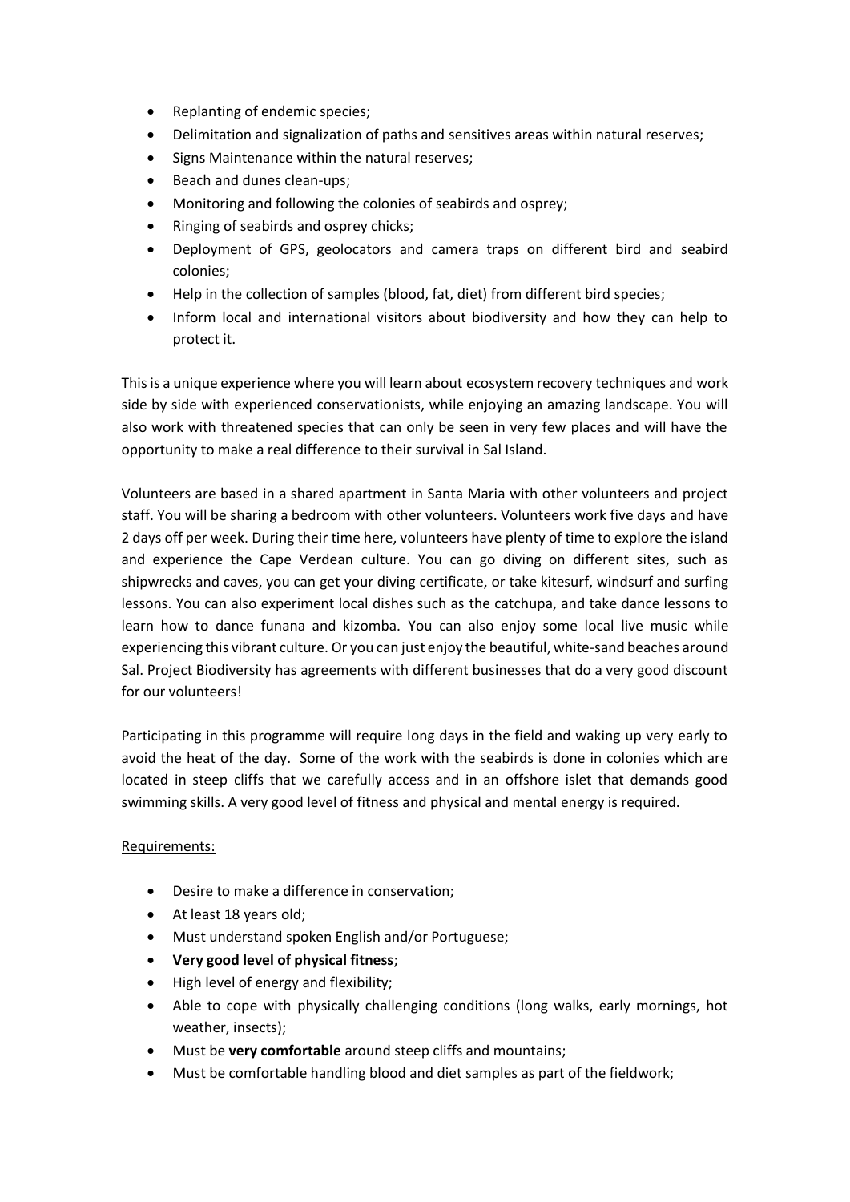- Replanting of endemic species;
- Delimitation and signalization of paths and sensitives areas within natural reserves;
- Signs Maintenance within the natural reserves;
- Beach and dunes clean-ups;
- Monitoring and following the colonies of seabirds and osprey;
- Ringing of seabirds and osprey chicks;
- Deployment of GPS, geolocators and camera traps on different bird and seabird colonies;
- Help in the collection of samples (blood, fat, diet) from different bird species;
- Inform local and international visitors about biodiversity and how they can help to protect it.

This is a unique experience where you will learn about ecosystem recovery techniques and work side by side with experienced conservationists, while enjoying an amazing landscape. You will also work with threatened species that can only be seen in very few places and will have the opportunity to make a real difference to their survival in Sal Island.

Volunteers are based in a shared apartment in Santa Maria with other volunteers and project staff. You will be sharing a bedroom with other volunteers. Volunteers work five days and have 2 days off per week. During their time here, volunteers have plenty of time to explore the island and experience the Cape Verdean culture. You can go diving on different sites, such as shipwrecks and caves, you can get your diving certificate, or take kitesurf, windsurf and surfing lessons. You can also experiment local dishes such as the catchupa, and take dance lessons to learn how to dance funana and kizomba. You can also enjoy some local live music while experiencing this vibrant culture. Or you can just enjoy the beautiful, white-sand beaches around Sal. Project Biodiversity has agreements with different businesses that do a very good discount for our volunteers!

Participating in this programme will require long days in the field and waking up very early to avoid the heat of the day. Some of the work with the seabirds is done in colonies which are located in steep cliffs that we carefully access and in an offshore islet that demands good swimming skills. A very good level of fitness and physical and mental energy is required.

<u>Requirements:</u>

- Desire to make a difference in conservation;
- At least 18 years old;
- Must understand spoken English and/or Portuguese;
- **Very good level of physical fitness**;
- High level of energy and flexibility;
- Able to cope with physically challenging conditions (long walks, early mornings, hot weather, insects);
- Must be **very comfortable** around steep cliffs and mountains;
- Must be comfortable handling blood and diet samples as part of the fieldwork;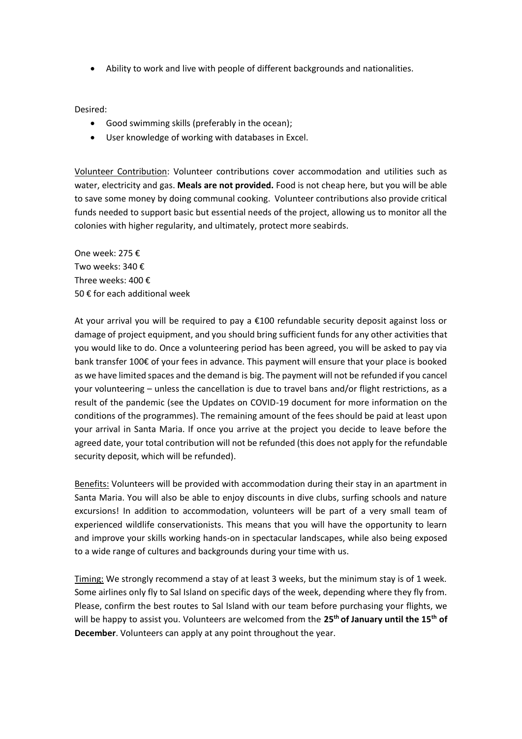- Ability to work and live with people of different backgrounds and nationalities.

Desired:

- Good swimming skills (preferably in the ocean);
- User knowledge of working with databases in Excel.

Volunteer Contribution: Volunteer contributions cover accommodation and utilities such as water, electricity and gas. **Meals are not provided.** Food is not cheap here, but you will be able to save some money by doing communal cooking. Volunteer contributions also provide critical funds needed to support basic but essential needs of the project, allowing us to monitor all the colonies with higher regularity, and ultimately, protect more seabirds.

One week: 275 €
Two weeks: 340 €
Three weeks: 400 €
50 € for each additional week

At your arrival you will be required to pay a €100 refundable security deposit against loss or damage of project equipment, and you should bring sufficient funds for any other activities that you would like to do. Once a volunteering period has been agreed, you will be asked to pay via bank transfer 100€ of your fees in advance. This payment will ensure that your place is booked as we have limited spaces and the demand is big. The payment will not be refunded if you cancel your volunteering – unless the cancellation is due to travel bans and/or flight restrictions, as a result of the pandemic (see the Updates on COVID-19 document for more information on the conditions of the programmes). The remaining amount of the fees should be paid at least upon your arrival in Santa Maria. If once you arrive at the project you decide to leave before the agreed date, your total contribution will not be refunded (this does not apply for the refundable security deposit, which will be refunded).

Benefits: Volunteers will be provided with accommodation during their stay in an apartment in Santa Maria. You will also be able to enjoy discounts in dive clubs, surfing schools and nature excursions! In addition to accommodation, volunteers will be part of a very small team of experienced wildlife conservationists. This means that you will have the opportunity to learn and improve your skills working hands-on in spectacular landscapes, while also being exposed to a wide range of cultures and backgrounds during your time with us.

Timing: We strongly recommend a stay of at least 3 weeks, but the minimum stay is of 1 week. Some airlines only fly to Sal Island on specific days of the week, depending where they fly from. Please, confirm the best routes to Sal Island with our team before purchasing your flights, we will be happy to assist you. Volunteers are welcomed from the **25th of January until the 15th of December**. Volunteers can apply at any point throughout the year.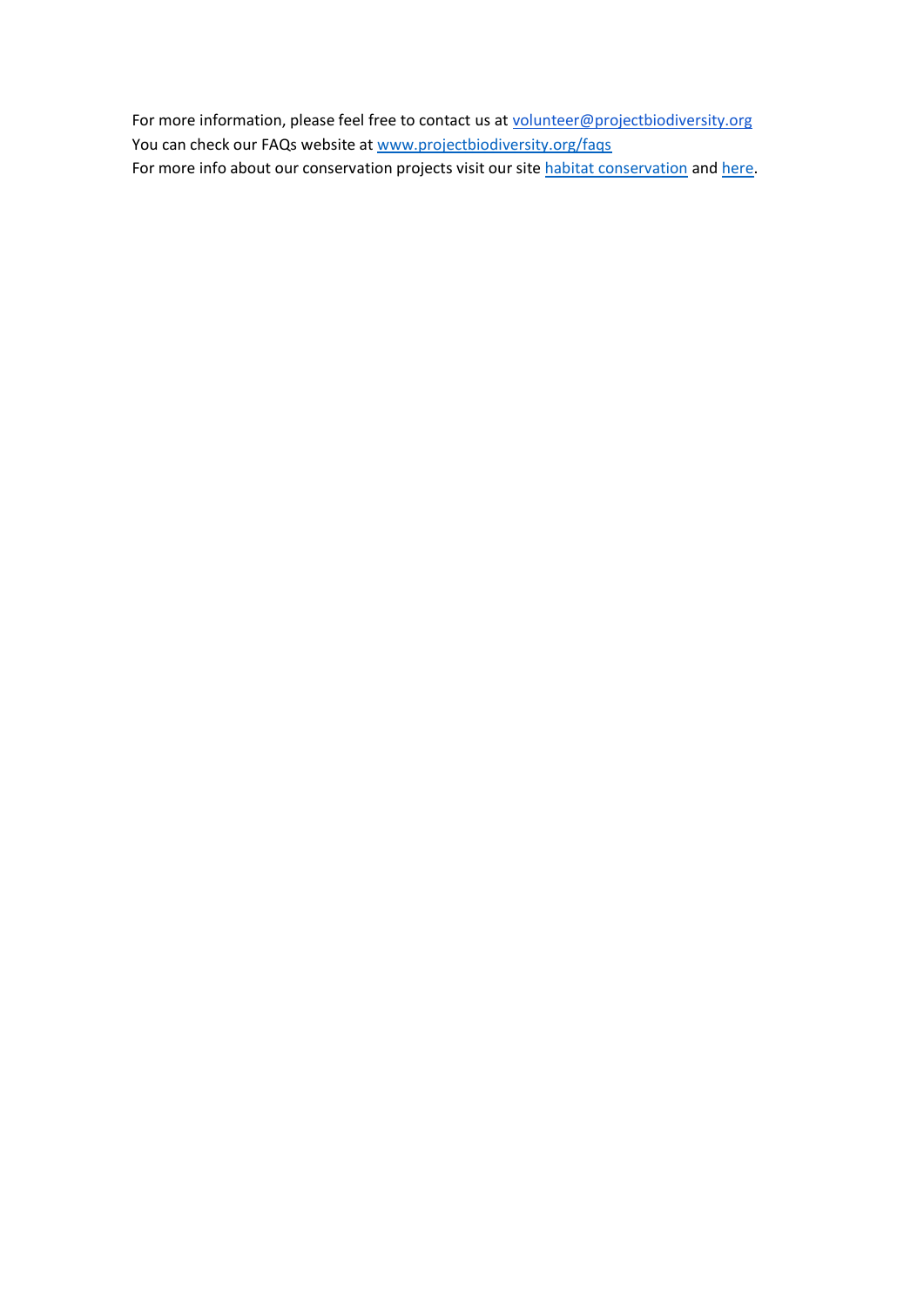For more information, please feel free to contact us at volunteer@projectbiodiversity.org
You can check our FAQs website at www.projectbiodiversity.org/faqs
For more info about our conservation projects visit our site habitat conservation and here.